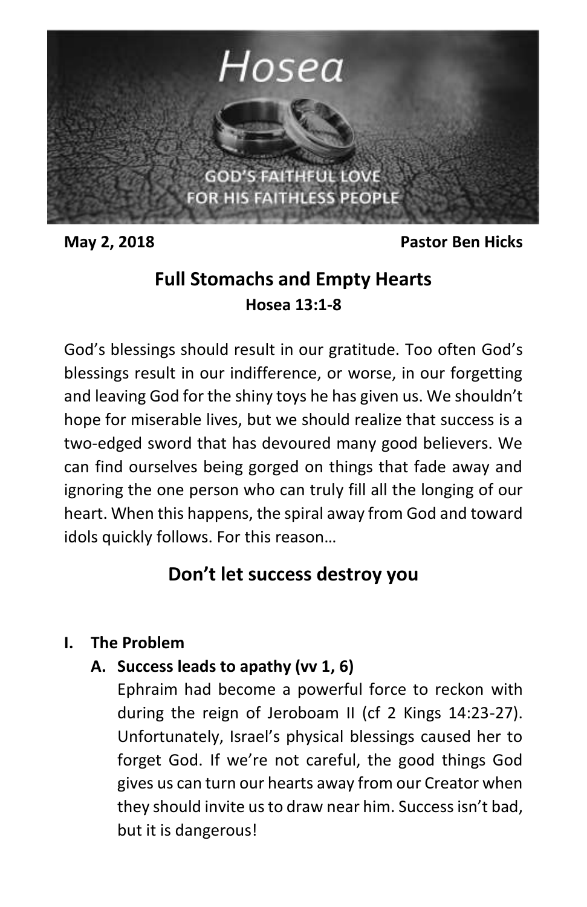# Hosea

GOD'S FAITHFUL LOVE
FOR HIS FAITHLESS PEOPLE

**May 2, 2018** **Pastor Ben Hicks**

## Full Stomachs and Empty Hearts

**Hosea 13:1-8**

God's blessings should result in our gratitude. Too often God's blessings result in our indifference, or worse, in our forgetting and leaving God for the shiny toys he has given us. We shouldn't hope for miserable lives, but we should realize that success is a two-edged sword that has devoured many good believers. We can find ourselves being gorged on things that fade away and ignoring the one person who can truly fill all the longing of our heart. When this happens, the spiral away from God and toward idols quickly follows. For this reason…

## Don't let success destroy you

**I. The Problem**

**A. Success leads to apathy (vv 1, 6)**

Ephraim had become a powerful force to reckon with during the reign of Jeroboam II (cf 2 Kings 14:23-27). Unfortunately, Israel's physical blessings caused her to forget God. If we're not careful, the good things God gives us can turn our hearts away from our Creator when they should invite us to draw near him. Success isn't bad, but it is dangerous!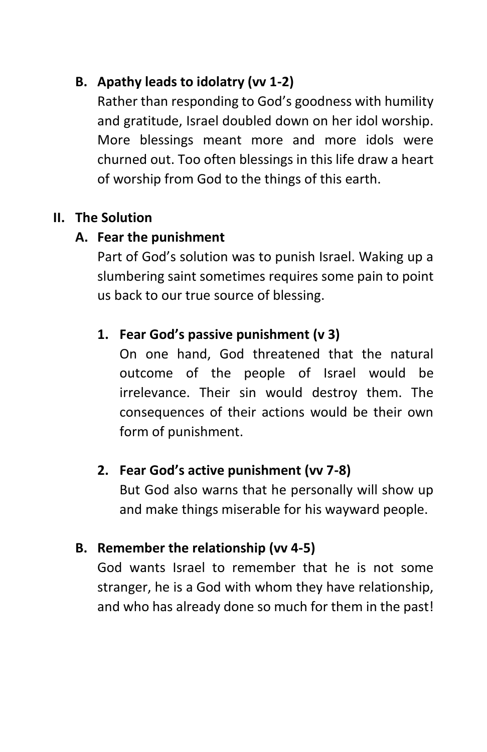**B. Apathy leads to idolatry (vv 1-2)**

Rather than responding to God's goodness with humility and gratitude, Israel doubled down on her idol worship. More blessings meant more and more idols were churned out. Too often blessings in this life draw a heart of worship from God to the things of this earth.

**II. The Solution**

**A. Fear the punishment**

Part of God's solution was to punish Israel. Waking up a slumbering saint sometimes requires some pain to point us back to our true source of blessing.

**1. Fear God's passive punishment (v 3)**

On one hand, God threatened that the natural outcome of the people of Israel would be irrelevance. Their sin would destroy them. The consequences of their actions would be their own form of punishment.

**2. Fear God's active punishment (vv 7-8)**

But God also warns that he personally will show up and make things miserable for his wayward people.

**B. Remember the relationship (vv 4-5)**

God wants Israel to remember that he is not some stranger, he is a God with whom they have relationship, and who has already done so much for them in the past!